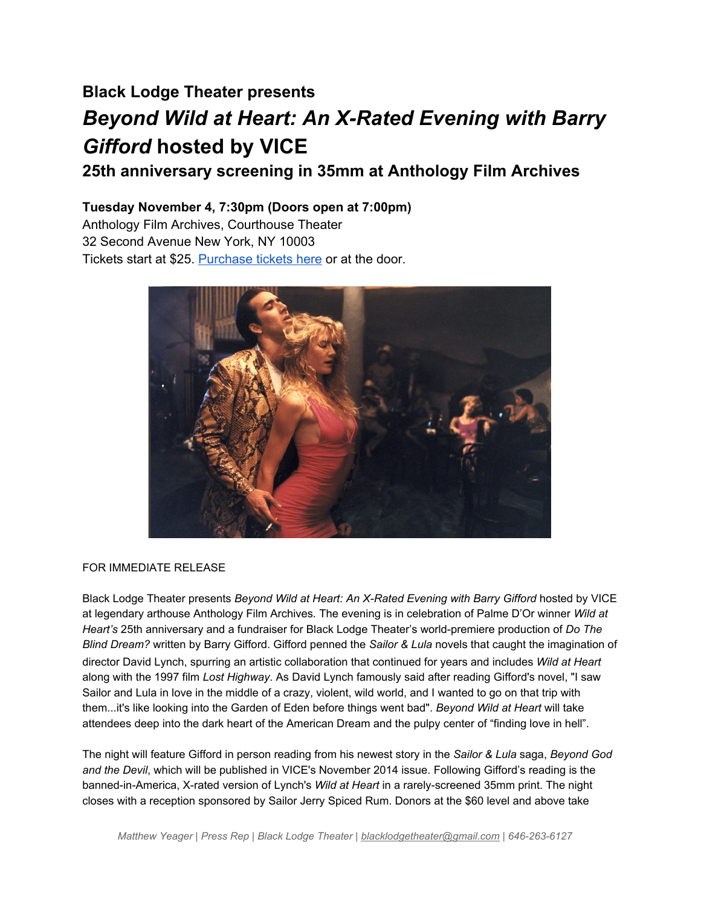## Black Lodge Theater presents

# *Beyond Wild at Heart: An X-Rated Evening with Barry Gifford* hosted by VICE

### 25th anniversary screening in 35mm at Anthology Film Archives

**Tuesday November 4, 7:30pm (Doors open at 7:00pm)**
Anthology Film Archives, Courthouse Theater
32 Second Avenue New York, NY 10003
Tickets start at $25. [Purchase tickets here]() or at the door.

FOR IMMEDIATE RELEASE

Black Lodge Theater presents *Beyond Wild at Heart: An X-Rated Evening with Barry Gifford* hosted by VICE at legendary arthouse Anthology Film Archives. The evening is in celebration of Palme D'Or winner *Wild at Heart's* 25th anniversary and a fundraiser for Black Lodge Theater's world-premiere production of *Do The Blind Dream?* written by Barry Gifford. Gifford penned the *Sailor & Lula* novels that caught the imagination of director David Lynch, spurring an artistic collaboration that continued for years and includes *Wild at Heart* along with the 1997 film *Lost Highway*. As David Lynch famously said after reading Gifford's novel, "I saw Sailor and Lula in love in the middle of a crazy, violent, wild world, and I wanted to go on that trip with them...it's like looking into the Garden of Eden before things went bad". *Beyond Wild at Heart* will take attendees deep into the dark heart of the American Dream and the pulpy center of "finding love in hell".

The night will feature Gifford in person reading from his newest story in the *Sailor & Lula* saga, *Beyond God and the Devil*, which will be published in VICE's November 2014 issue. Following Gifford's reading is the banned-in-America, X-rated version of Lynch's *Wild at Heart* in a rarely-screened 35mm print. The night closes with a reception sponsored by Sailor Jerry Spiced Rum. Donors at the $60 level and above take

*Matthew Yeager | Press Rep | Black Lodge Theater | blacklodgetheater@gmail.com | 646-263-6127*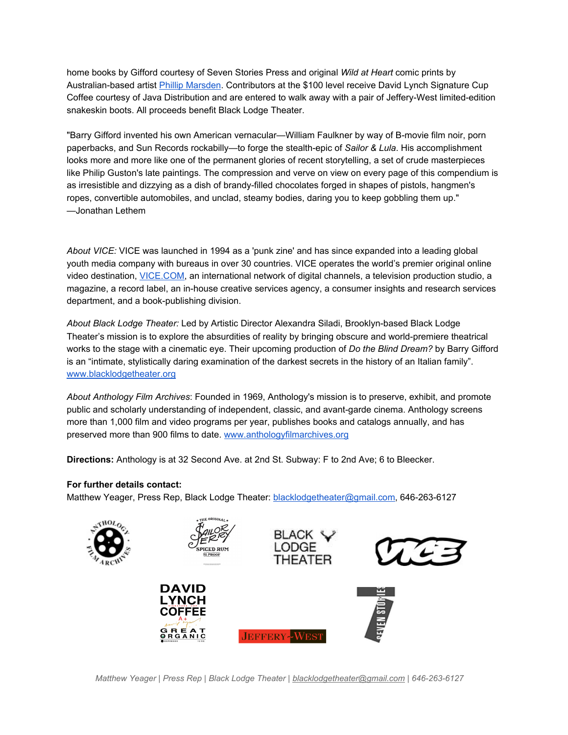home books by Gifford courtesy of Seven Stories Press and original *Wild at Heart* comic prints by Australian-based artist [Phillip Marsden](). Contributors at the $100 level receive David Lynch Signature Cup Coffee courtesy of Java Distribution and are entered to walk away with a pair of Jeffery-West limited-edition snakeskin boots. All proceeds benefit Black Lodge Theater.

"Barry Gifford invented his own American vernacular—William Faulkner by way of B-movie film noir, porn paperbacks, and Sun Records rockabilly—to forge the stealth-epic of *Sailor & Lula*. His accomplishment looks more and more like one of the permanent glories of recent storytelling, a set of crude masterpieces like Philip Guston's late paintings. The compression and verve on view on every page of this compendium is as irresistible and dizzying as a dish of brandy-filled chocolates forged in shapes of pistols, hangmen's ropes, convertible automobiles, and unclad, steamy bodies, daring you to keep gobbling them up."
—Jonathan Lethem

*About VICE:* VICE was launched in 1994 as a 'punk zine' and has since expanded into a leading global youth media company with bureaus in over 30 countries. VICE operates the world's premier original online video destination, VICE.COM, an international network of digital channels, a television production studio, a magazine, a record label, an in-house creative services agency, a consumer insights and research services department, and a book-publishing division.

*About Black Lodge Theater:* Led by Artistic Director Alexandra Siladi, Brooklyn-based Black Lodge Theater's mission is to explore the absurdities of reality by bringing obscure and world-premiere theatrical works to the stage with a cinematic eye. Their upcoming production of *Do the Blind Dream?* by Barry Gifford is an "intimate, stylistically daring examination of the darkest secrets in the history of an Italian family". www.blacklodgetheater.org

*About Anthology Film Archives*: Founded in 1969, Anthology's mission is to preserve, exhibit, and promote public and scholarly understanding of independent, classic, and avant-garde cinema. Anthology screens more than 1,000 film and video programs per year, publishes books and catalogs annually, and has preserved more than 900 films to date. www.anthologyfilmarchives.org

**Directions:** Anthology is at 32 Second Ave. at 2nd St. Subway: F to 2nd Ave; 6 to Bleecker.

**For further details contact:**
Matthew Yeager, Press Rep, Black Lodge Theater: blacklodgetheater@gmail.com, 646-263-6127